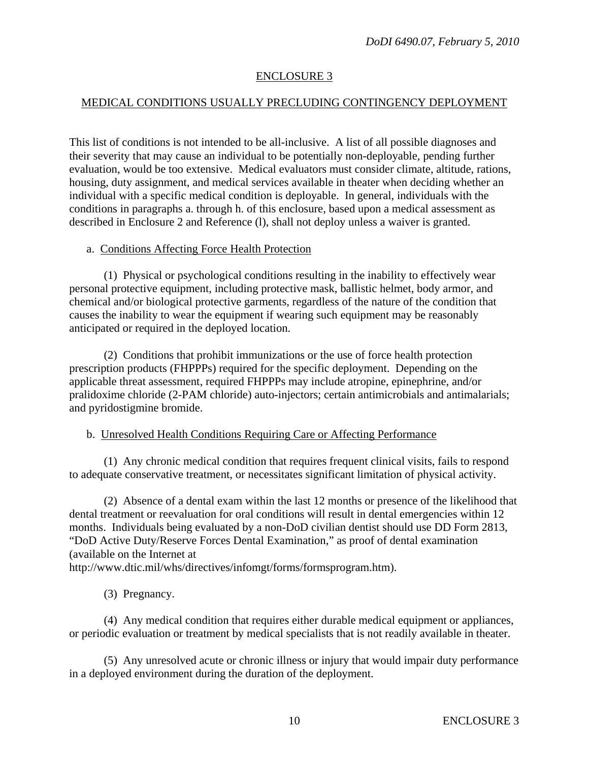## ENCLOSURE 3

## MEDICAL CONDITIONS USUALLY PRECLUDING CONTINGENCY DEPLOYMENT

This list of conditions is not intended to be all-inclusive. A list of all possible diagnoses and their severity that may cause an individual to be potentially non-deployable, pending further evaluation, would be too extensive. Medical evaluators must consider climate, altitude, rations, housing, duty assignment, and medical services available in theater when deciding whether an individual with a specific medical condition is deployable. In general, individuals with the conditions in paragraphs a. through h. of this enclosure, based upon a medical assessment as described in Enclosure 2 and Reference (l), shall not deploy unless a waiver is granted.

a. Conditions Affecting Force Health Protection

(1) Physical or psychological conditions resulting in the inability to effectively wear personal protective equipment, including protective mask, ballistic helmet, body armor, and chemical and/or biological protective garments, regardless of the nature of the condition that causes the inability to wear the equipment if wearing such equipment may be reasonably anticipated or required in the deployed location.

(2) Conditions that prohibit immunizations or the use of force health protection prescription products (FHPPPs) required for the specific deployment. Depending on the applicable threat assessment, required FHPPPs may include atropine, epinephrine, and/or pralidoxime chloride (2-PAM chloride) auto-injectors; certain antimicrobials and antimalarials; and pyridostigmine bromide.

b. Unresolved Health Conditions Requiring Care or Affecting Performance

(1) Any chronic medical condition that requires frequent clinical visits, fails to respond to adequate conservative treatment, or necessitates significant limitation of physical activity.

(2) Absence of a dental exam within the last 12 months or presence of the likelihood that dental treatment or reevaluation for oral conditions will result in dental emergencies within 12 months. Individuals being evaluated by a non-DoD civilian dentist should use DD Form 2813, "DoD Active Duty/Reserve Forces Dental Examination," as proof of dental examination (available on the Internet at http://www.dtic.mil/whs/directives/infomgt/forms/formsprogram.htm).

(3) Pregnancy.

(4) Any medical condition that requires either durable medical equipment or appliances, or periodic evaluation or treatment by medical specialists that is not readily available in theater.

(5) Any unresolved acute or chronic illness or injury that would impair duty performance in a deployed environment during the duration of the deployment.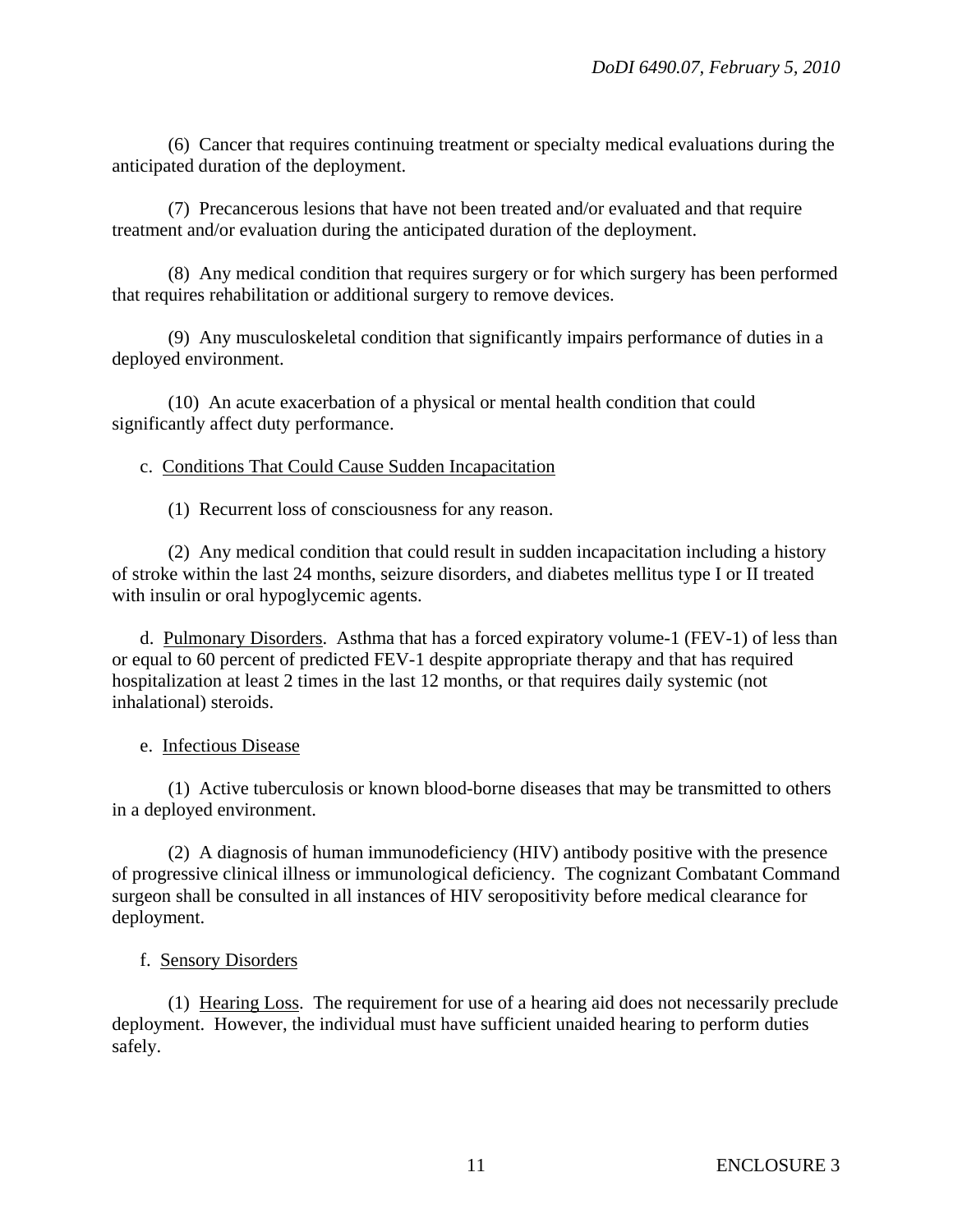(6) Cancer that requires continuing treatment or specialty medical evaluations during the anticipated duration of the deployment.

(7) Precancerous lesions that have not been treated and/or evaluated and that require treatment and/or evaluation during the anticipated duration of the deployment.

(8) Any medical condition that requires surgery or for which surgery has been performed that requires rehabilitation or additional surgery to remove devices.

(9) Any musculoskeletal condition that significantly impairs performance of duties in a deployed environment.

(10) An acute exacerbation of a physical or mental health condition that could significantly affect duty performance.

c. <u>Conditions That Could Cause Sudden Incapacitation</u>

(1) Recurrent loss of consciousness for any reason.

(2) Any medical condition that could result in sudden incapacitation including a history of stroke within the last 24 months, seizure disorders, and diabetes mellitus type I or II treated with insulin or oral hypoglycemic agents.

d. <u>Pulmonary Disorders</u>. Asthma that has a forced expiratory volume-1 (FEV-1) of less than or equal to 60 percent of predicted FEV-1 despite appropriate therapy and that has required hospitalization at least 2 times in the last 12 months, or that requires daily systemic (not inhalational) steroids.

e. <u>Infectious Disease</u>

(1) Active tuberculosis or known blood-borne diseases that may be transmitted to others in a deployed environment.

(2) A diagnosis of human immunodeficiency (HIV) antibody positive with the presence of progressive clinical illness or immunological deficiency. The cognizant Combatant Command surgeon shall be consulted in all instances of HIV seropositivity before medical clearance for deployment.

f. <u>Sensory Disorders</u>

(1) <u>Hearing Loss</u>. The requirement for use of a hearing aid does not necessarily preclude deployment. However, the individual must have sufficient unaided hearing to perform duties safely.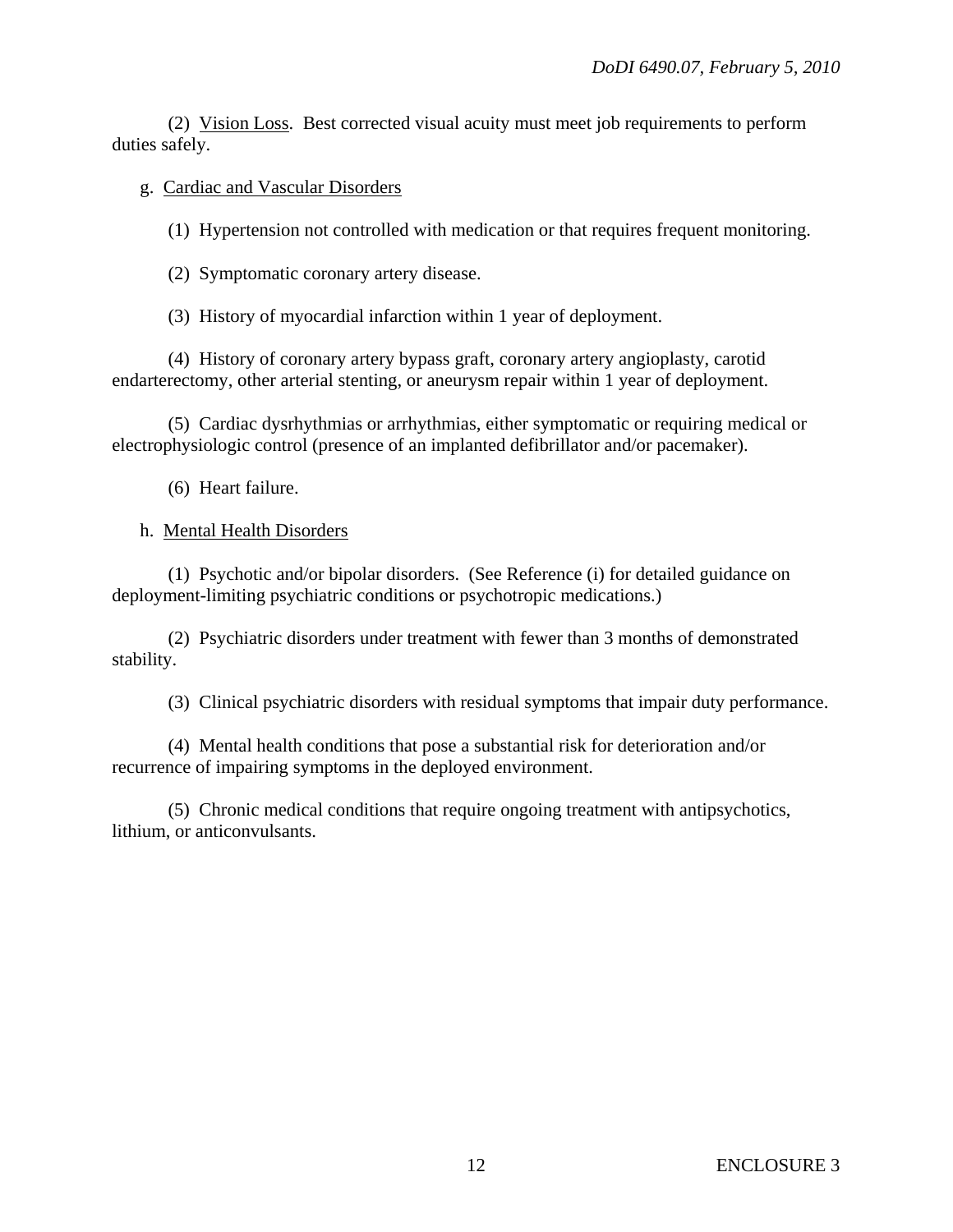(2) Vision Loss. Best corrected visual acuity must meet job requirements to perform duties safely.

g. Cardiac and Vascular Disorders

(1) Hypertension not controlled with medication or that requires frequent monitoring.

(2) Symptomatic coronary artery disease.

(3) History of myocardial infarction within 1 year of deployment.

(4) History of coronary artery bypass graft, coronary artery angioplasty, carotid endarterectomy, other arterial stenting, or aneurysm repair within 1 year of deployment.

(5) Cardiac dysrhythmias or arrhythmias, either symptomatic or requiring medical or electrophysiologic control (presence of an implanted defibrillator and/or pacemaker).

(6) Heart failure.

h. Mental Health Disorders

(1) Psychotic and/or bipolar disorders. (See Reference (i) for detailed guidance on deployment-limiting psychiatric conditions or psychotropic medications.)

(2) Psychiatric disorders under treatment with fewer than 3 months of demonstrated stability.

(3) Clinical psychiatric disorders with residual symptoms that impair duty performance.

(4) Mental health conditions that pose a substantial risk for deterioration and/or recurrence of impairing symptoms in the deployed environment.

(5) Chronic medical conditions that require ongoing treatment with antipsychotics, lithium, or anticonvulsants.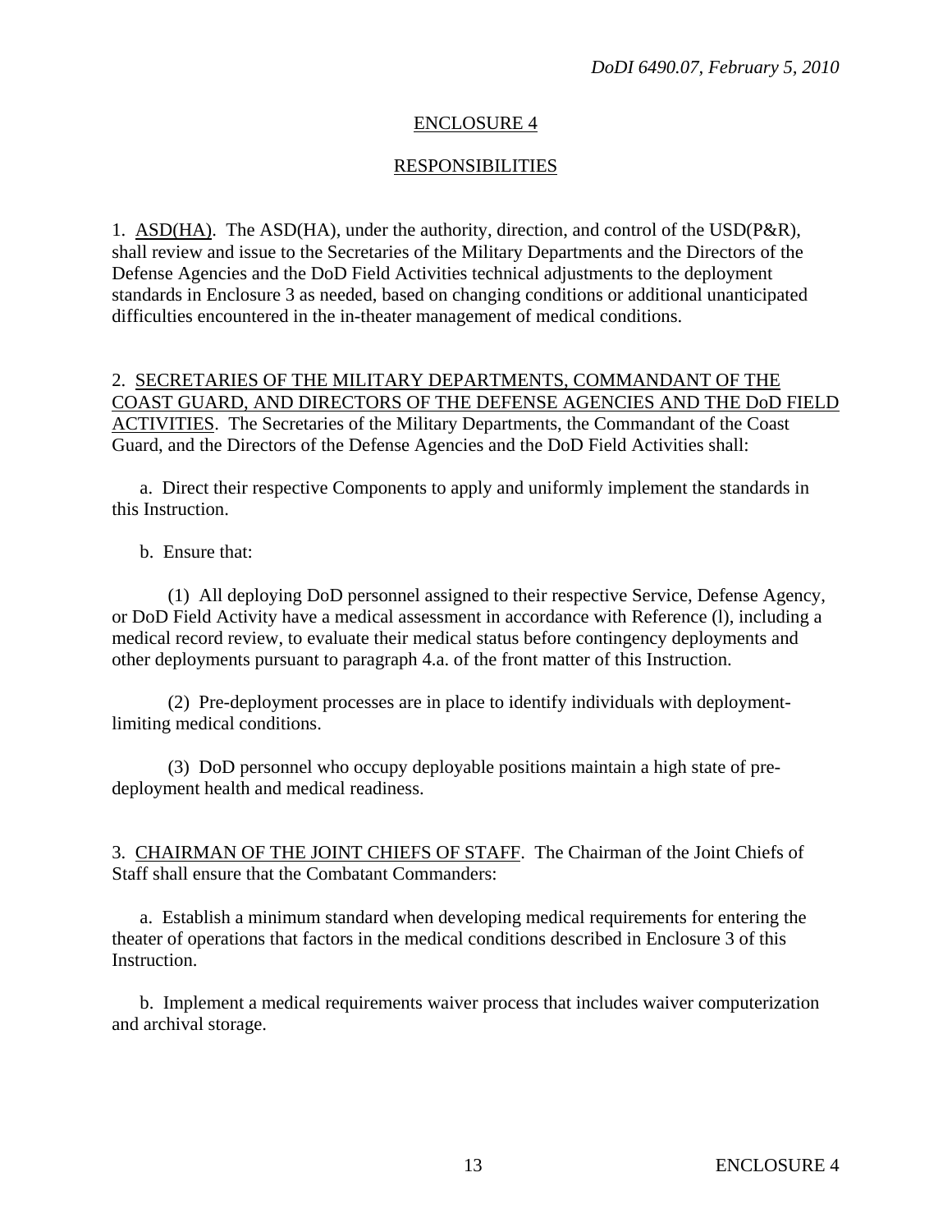## ENCLOSURE 4

## RESPONSIBILITIES

1. ASD(HA). The ASD(HA), under the authority, direction, and control of the USD(P&R), shall review and issue to the Secretaries of the Military Departments and the Directors of the Defense Agencies and the DoD Field Activities technical adjustments to the deployment standards in Enclosure 3 as needed, based on changing conditions or additional unanticipated difficulties encountered in the in-theater management of medical conditions.

2. SECRETARIES OF THE MILITARY DEPARTMENTS, COMMANDANT OF THE COAST GUARD, AND DIRECTORS OF THE DEFENSE AGENCIES AND THE DoD FIELD ACTIVITIES. The Secretaries of the Military Departments, the Commandant of the Coast Guard, and the Directors of the Defense Agencies and the DoD Field Activities shall:

a. Direct their respective Components to apply and uniformly implement the standards in this Instruction.

b. Ensure that:

(1) All deploying DoD personnel assigned to their respective Service, Defense Agency, or DoD Field Activity have a medical assessment in accordance with Reference (l), including a medical record review, to evaluate their medical status before contingency deployments and other deployments pursuant to paragraph 4.a. of the front matter of this Instruction.

(2) Pre-deployment processes are in place to identify individuals with deployment-limiting medical conditions.

(3) DoD personnel who occupy deployable positions maintain a high state of pre-deployment health and medical readiness.

3. CHAIRMAN OF THE JOINT CHIEFS OF STAFF. The Chairman of the Joint Chiefs of Staff shall ensure that the Combatant Commanders:

a. Establish a minimum standard when developing medical requirements for entering the theater of operations that factors in the medical conditions described in Enclosure 3 of this Instruction.

b. Implement a medical requirements waiver process that includes waiver computerization and archival storage.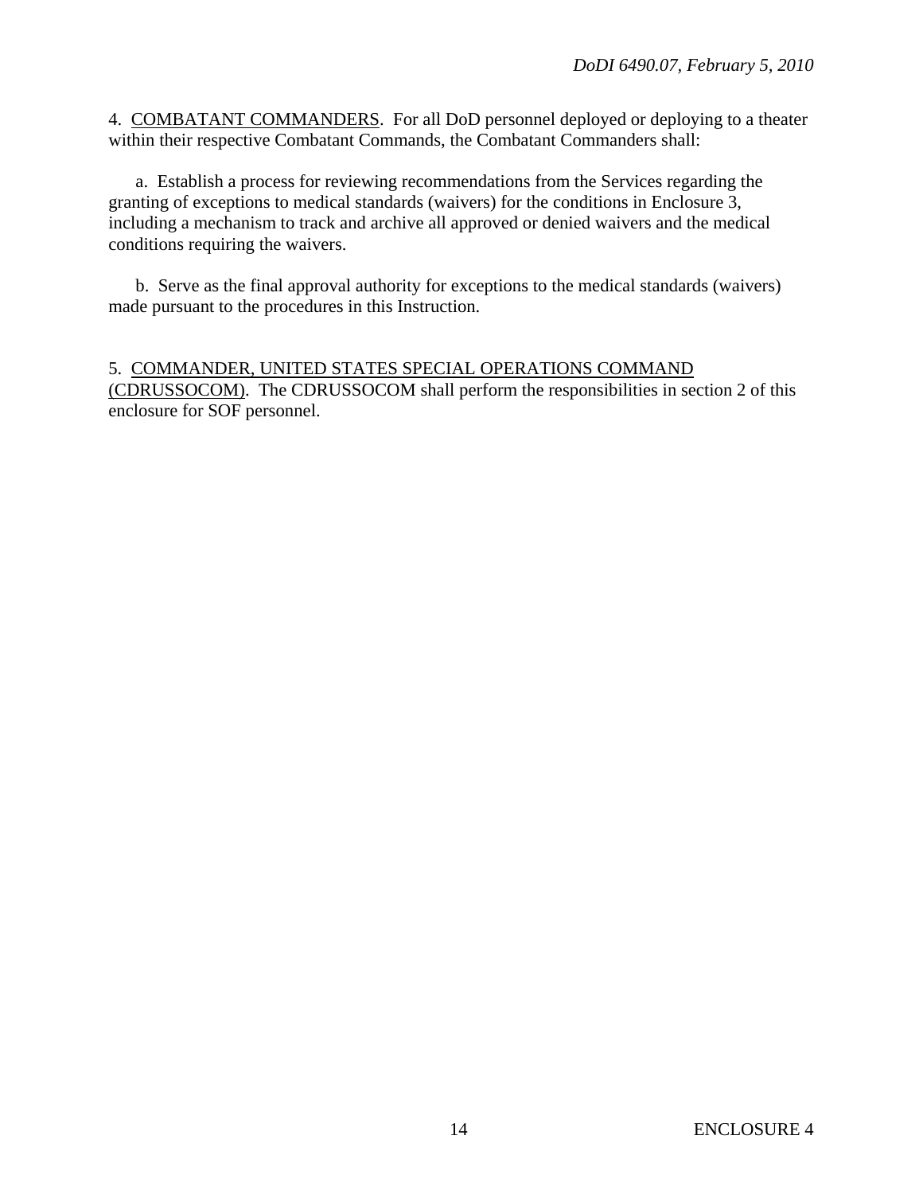4. <u>COMBATANT COMMANDERS</u>. For all DoD personnel deployed or deploying to a theater within their respective Combatant Commands, the Combatant Commanders shall:

a. Establish a process for reviewing recommendations from the Services regarding the granting of exceptions to medical standards (waivers) for the conditions in Enclosure 3, including a mechanism to track and archive all approved or denied waivers and the medical conditions requiring the waivers.

b. Serve as the final approval authority for exceptions to the medical standards (waivers) made pursuant to the procedures in this Instruction.

5. <u>COMMANDER, UNITED STATES SPECIAL OPERATIONS COMMAND (CDRUSSOCOM)</u>. The CDRUSSOCOM shall perform the responsibilities in section 2 of this enclosure for SOF personnel.